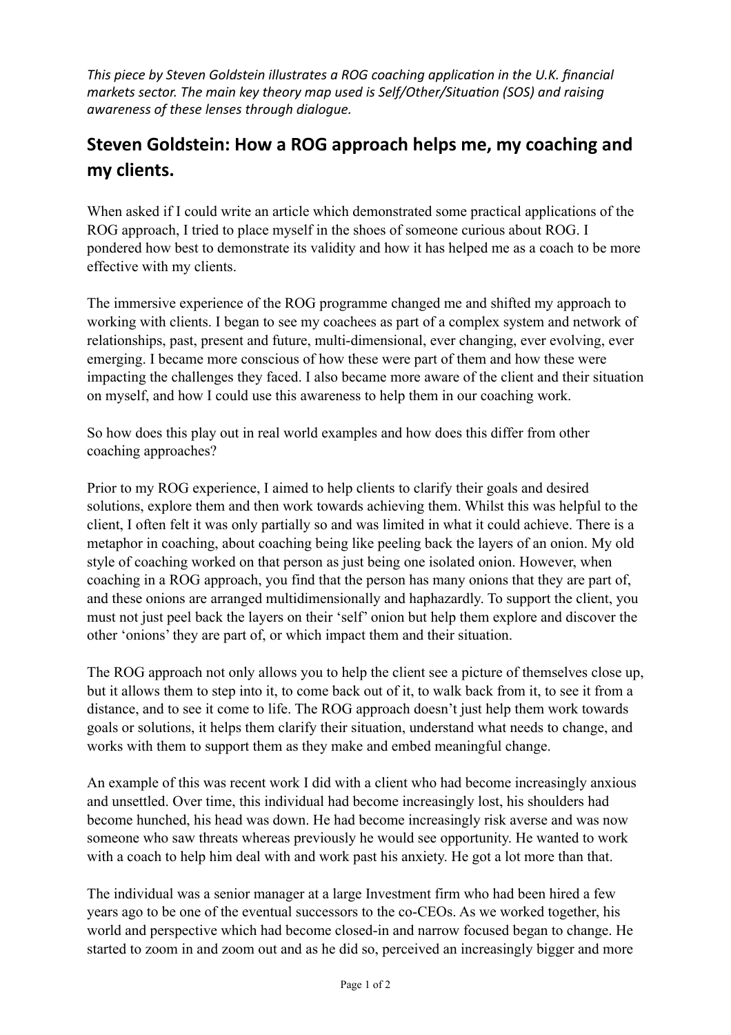*This piece by Steven Goldstein illustrates a ROG coaching application in the U.K. financial markets sector. The main key theory map used is Self/Other/Situation (SOS) and raising awareness of these lenses through dialogue.*

## Steven Goldstein: How a ROG approach helps me, my coaching and my clients.

When asked if I could write an article which demonstrated some practical applications of the ROG approach, I tried to place myself in the shoes of someone curious about ROG. I pondered how best to demonstrate its validity and how it has helped me as a coach to be more effective with my clients.

The immersive experience of the ROG programme changed me and shifted my approach to working with clients. I began to see my coachees as part of a complex system and network of relationships, past, present and future, multi-dimensional, ever changing, ever evolving, ever emerging. I became more conscious of how these were part of them and how these were impacting the challenges they faced. I also became more aware of the client and their situation on myself, and how I could use this awareness to help them in our coaching work.

So how does this play out in real world examples and how does this differ from other coaching approaches?

Prior to my ROG experience, I aimed to help clients to clarify their goals and desired solutions, explore them and then work towards achieving them. Whilst this was helpful to the client, I often felt it was only partially so and was limited in what it could achieve. There is a metaphor in coaching, about coaching being like peeling back the layers of an onion. My old style of coaching worked on that person as just being one isolated onion. However, when coaching in a ROG approach, you find that the person has many onions that they are part of, and these onions are arranged multidimensionally and haphazardly. To support the client, you must not just peel back the layers on their 'self' onion but help them explore and discover the other 'onions' they are part of, or which impact them and their situation.

The ROG approach not only allows you to help the client see a picture of themselves close up, but it allows them to step into it, to come back out of it, to walk back from it, to see it from a distance, and to see it come to life. The ROG approach doesn't just help them work towards goals or solutions, it helps them clarify their situation, understand what needs to change, and works with them to support them as they make and embed meaningful change.

An example of this was recent work I did with a client who had become increasingly anxious and unsettled. Over time, this individual had become increasingly lost, his shoulders had become hunched, his head was down. He had become increasingly risk averse and was now someone who saw threats whereas previously he would see opportunity. He wanted to work with a coach to help him deal with and work past his anxiety. He got a lot more than that.

The individual was a senior manager at a large Investment firm who had been hired a few years ago to be one of the eventual successors to the co-CEOs. As we worked together, his world and perspective which had become closed-in and narrow focused began to change. He started to zoom in and zoom out and as he did so, perceived an increasingly bigger and more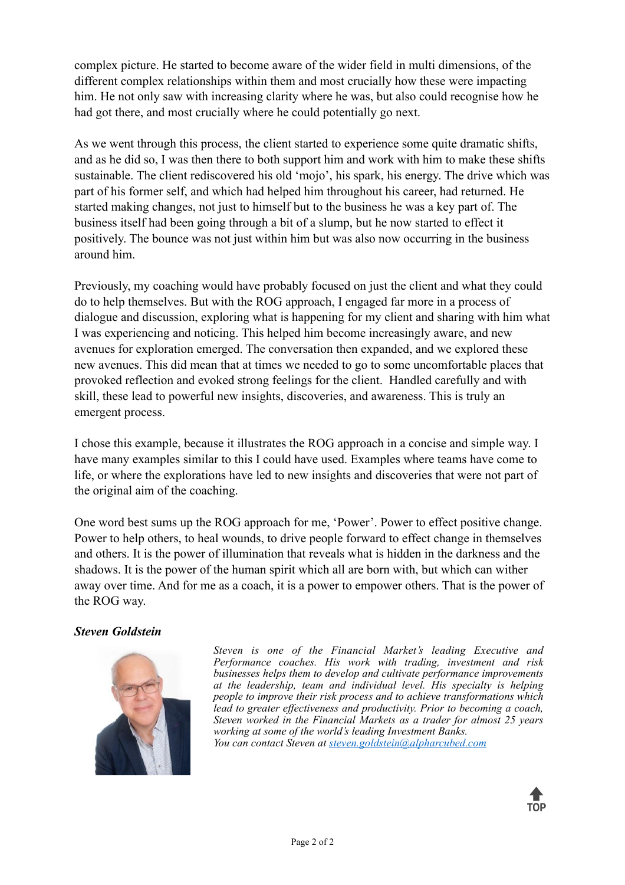complex picture. He started to become aware of the wider field in multi dimensions, of the different complex relationships within them and most crucially how these were impacting him. He not only saw with increasing clarity where he was, but also could recognise how he had got there, and most crucially where he could potentially go next.

As we went through this process, the client started to experience some quite dramatic shifts, and as he did so, I was then there to both support him and work with him to make these shifts sustainable. The client rediscovered his old 'mojo', his spark, his energy. The drive which was part of his former self, and which had helped him throughout his career, had returned. He started making changes, not just to himself but to the business he was a key part of. The business itself had been going through a bit of a slump, but he now started to effect it positively. The bounce was not just within him but was also now occurring in the business around him.

Previously, my coaching would have probably focused on just the client and what they could do to help themselves. But with the ROG approach, I engaged far more in a process of dialogue and discussion, exploring what is happening for my client and sharing with him what I was experiencing and noticing. This helped him become increasingly aware, and new avenues for exploration emerged. The conversation then expanded, and we explored these new avenues. This did mean that at times we needed to go to some uncomfortable places that provoked reflection and evoked strong feelings for the client. Handled carefully and with skill, these lead to powerful new insights, discoveries, and awareness. This is truly an emergent process.

I chose this example, because it illustrates the ROG approach in a concise and simple way. I have many examples similar to this I could have used. Examples where teams have come to life, or where the explorations have led to new insights and discoveries that were not part of the original aim of the coaching.

One word best sums up the ROG approach for me, 'Power'. Power to effect positive change. Power to help others, to heal wounds, to drive people forward to effect change in themselves and others. It is the power of illumination that reveals what is hidden in the darkness and the shadows. It is the power of the human spirit which all are born with, but which can wither away over time. And for me as a coach, it is a power to empower others. That is the power of the ROG way.

***Steven Goldstein***

*Steven is one of the Financial Market's leading Executive and Performance coaches. His work with trading, investment and risk businesses helps them to develop and cultivate performance improvements at the leadership, team and individual level. His specialty is helping people to improve their risk process and to achieve transformations which lead to greater effectiveness and productivity. Prior to becoming a coach, Steven worked in the Financial Markets as a trader for almost 25 years working at some of the world's leading Investment Banks.*
*You can contact Steven at [steven.goldstein@alpharcubed.com](mailto:steven.goldstein@alpharcubed.com)*

TOP